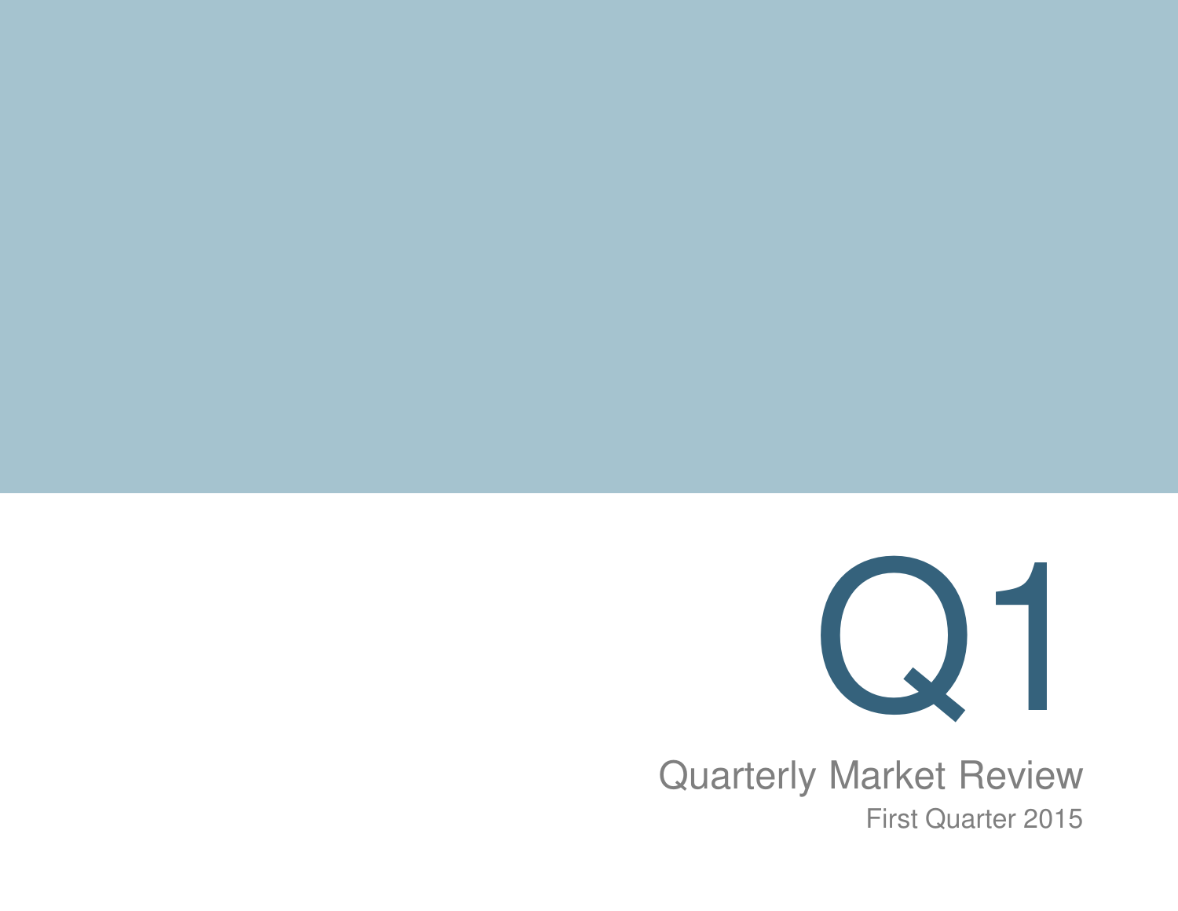# Q1

## Quarterly Market Review

First Quarter 2015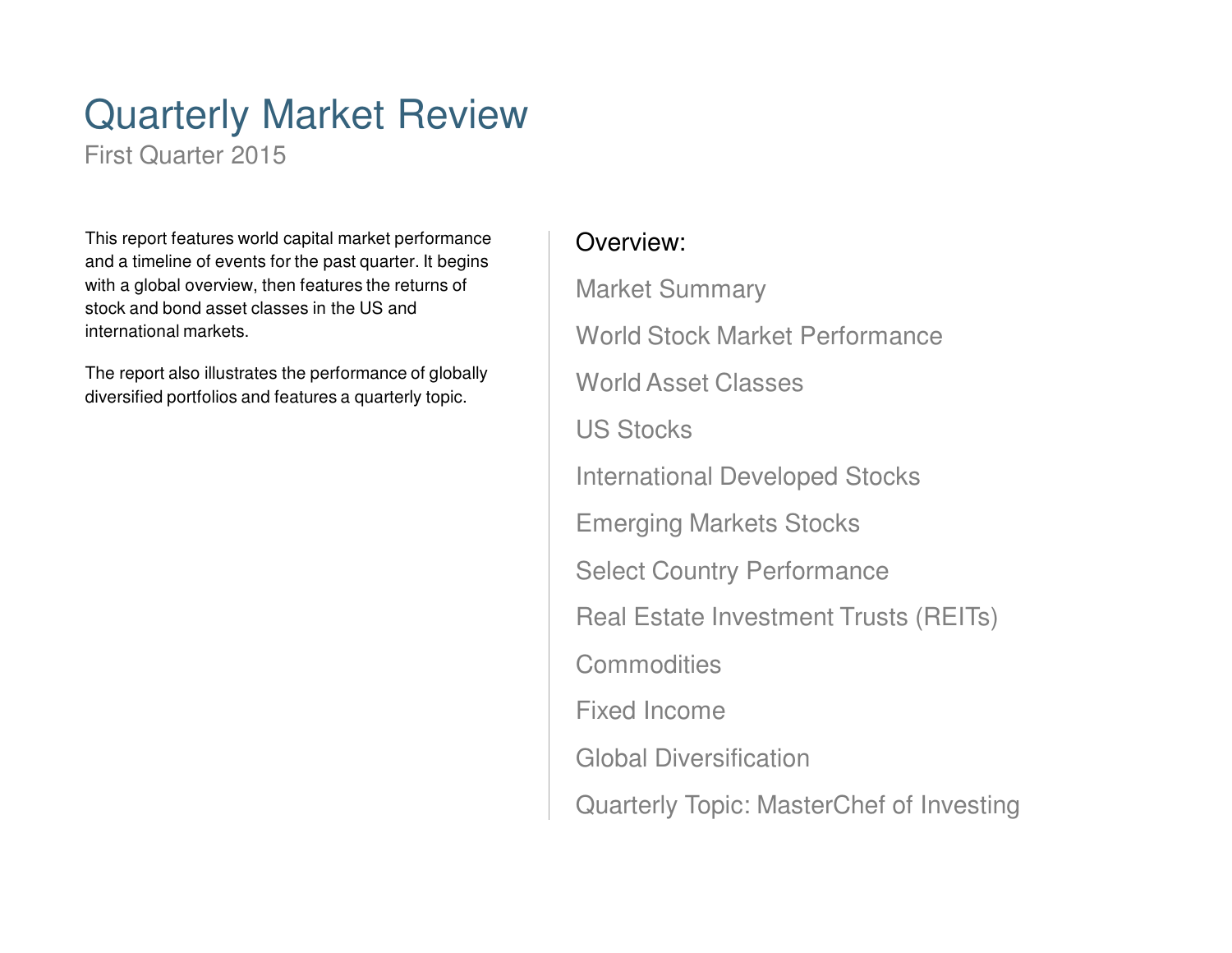# Quarterly Market Review

First Quarter 2015

This report features world capital market performance and a timeline of events for the past quarter. It begins with a global overview, then features the returns of stock and bond asset classes in the US and international markets.

The report also illustrates the performance of globally diversified portfolios and features a quarterly topic.

## Overview:

Market Summary

World Stock Market Performance

World Asset Classes

US Stocks

International Developed Stocks

Emerging Markets Stocks

Select Country Performance

Real Estate Investment Trusts (REITs)

Commodities

Fixed Income

Global Diversification

Quarterly Topic: MasterChef of Investing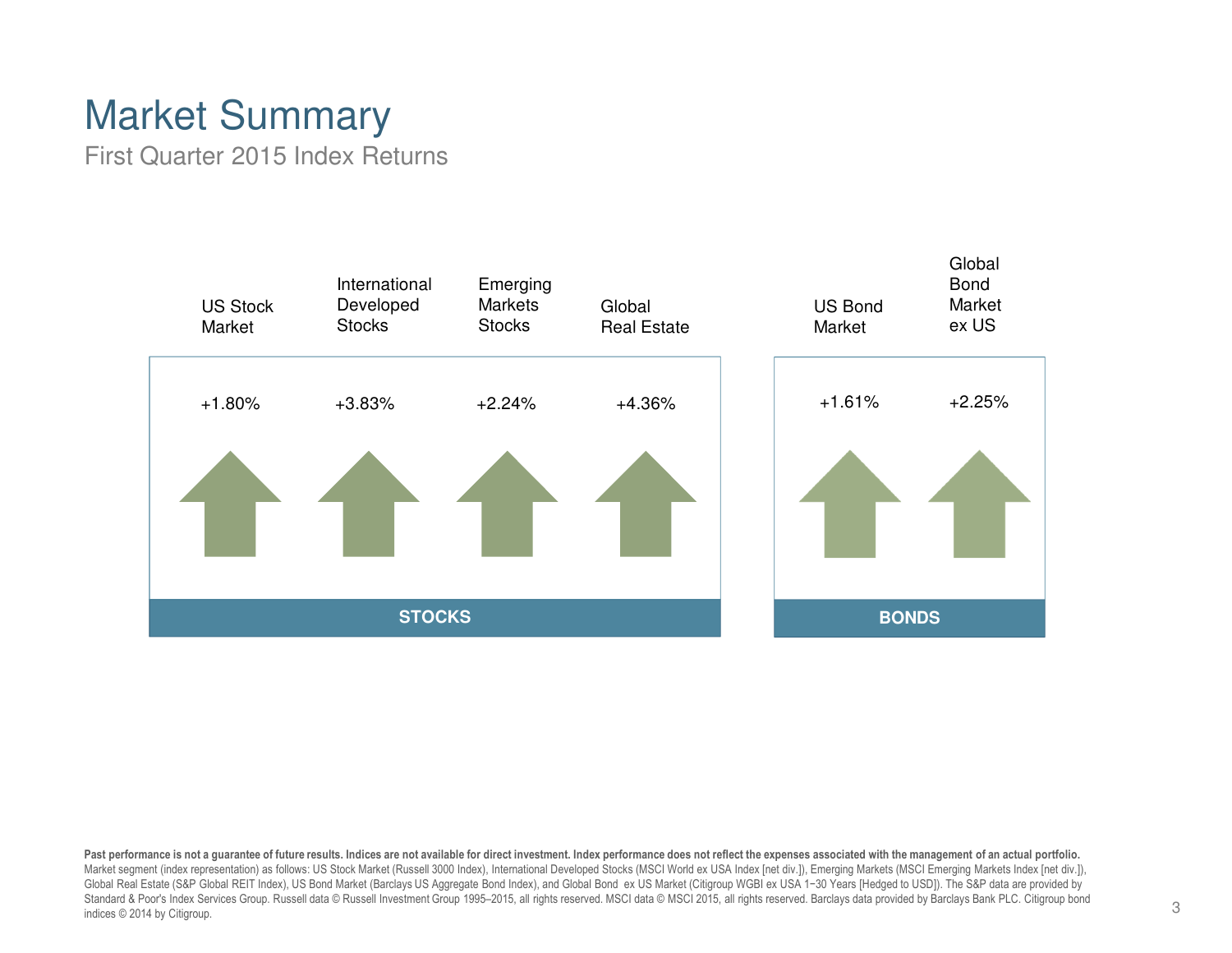# Market Summary

First Quarter 2015 Index Returns

| | US Stock Market | International Developed Stocks | Emerging Markets Stocks | Global Real Estate | US Bond Market | Global Bond Market ex US |
|---|---|---|---|---|---|---|
| | +1.80% | +3.83% | +2.24% | +4.36% | +1.61% | +2.25% |
| | STOCKS | | | | BONDS | |

**Past performance is not a guarantee of future results. Indices are not available for direct investment. Index performance does not reflect the expenses associated with the management of an actual portfolio.**
Market segment (index representation) as follows: US Stock Market (Russell 3000 Index), International Developed Stocks (MSCI World ex USA Index [net div.]), Emerging Markets (MSCI Emerging Markets Index [net div.]), Global Real Estate (S&P Global REIT Index), US Bond Market (Barclays US Aggregate Bond Index), and Global Bond ex US Market (Citigroup WGBI ex USA 1−30 Years [Hedged to USD]). The S&P data are provided by Standard & Poor's Index Services Group. Russell data © Russell Investment Group 1995–2015, all rights reserved. MSCI data © MSCI 2015, all rights reserved. Barclays data provided by Barclays Bank PLC. Citigroup bond indices © 2014 by Citigroup.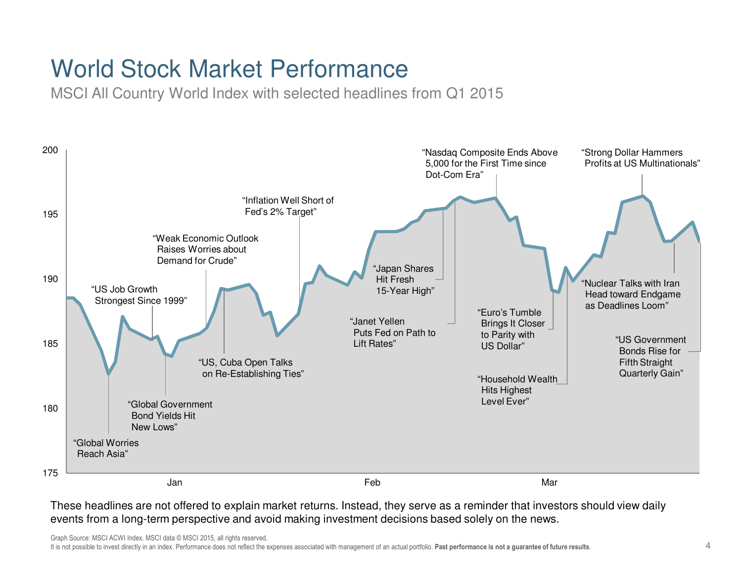# World Stock Market Performance

MSCI All Country World Index with selected headlines from Q1 2015

200

195

190

185

180

175

Jan Feb Mar

"Global Worries Reach Asia"

"US Job Growth Strongest Since 1999"

"Global Government Bond Yields Hit New Lows"

"Weak Economic Outlook Raises Worries about Demand for Crude"

"US, Cuba Open Talks on Re-Establishing Ties"

"Inflation Well Short of Fed's 2% Target"

"Japan Shares Hit Fresh 15-Year High"

"Janet Yellen Puts Fed on Path to Lift Rates"

"Nasdaq Composite Ends Above 5,000 for the First Time since Dot-Com Era"

"Euro's Tumble Brings It Closer to Parity with US Dollar"

"Household Wealth Hits Highest Level Ever"

"Strong Dollar Hammers Profits at US Multinationals"

"Nuclear Talks with Iran Head toward Endgame as Deadlines Loom"

"US Government Bonds Rise for Fifth Straight Quarterly Gain"

These headlines are not offered to explain market returns. Instead, they serve as a reminder that investors should view daily events from a long-term perspective and avoid making investment decisions based solely on the news.

Graph Source: MSCI ACWI Index. MSCI data © MSCI 2015, all rights reserved.

It is not possible to invest directly in an index. Performance does not reflect the expenses associated with management of an actual portfolio. **Past performance is not a guarantee of future results**.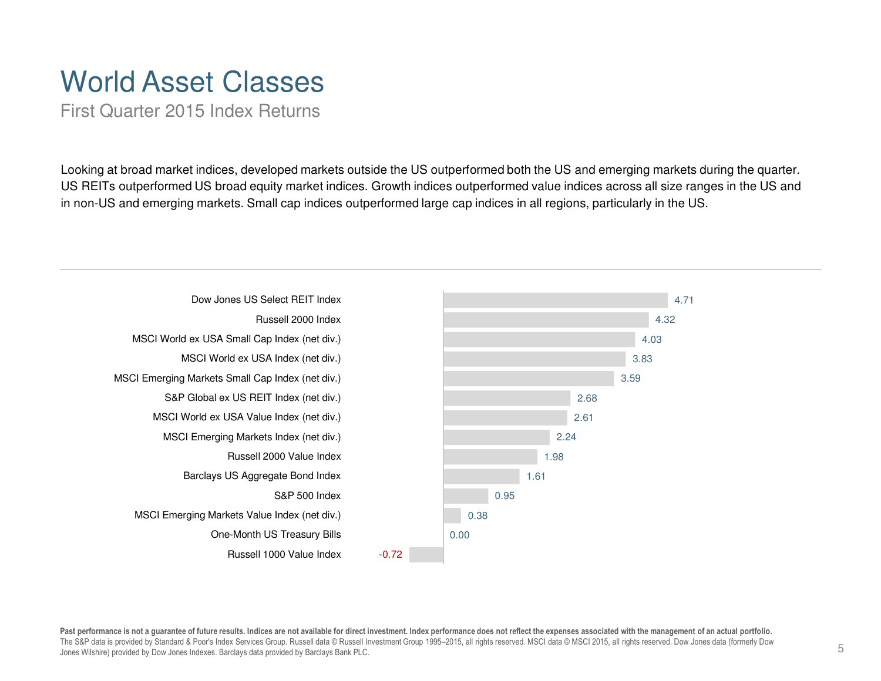# World Asset Classes

## First Quarter 2015 Index Returns

Looking at broad market indices, developed markets outside the US outperformed both the US and emerging markets during the quarter. US REITs outperformed US broad equity market indices. Growth indices outperformed value indices across all size ranges in the US and in non-US and emerging markets. Small cap indices outperformed large cap indices in all regions, particularly in the US.

| Index | Return |
|---|---|
| Dow Jones US Select REIT Index | 4.71 |
| Russell 2000 Index | 4.32 |
| MSCI World ex USA Small Cap Index (net div.) | 4.03 |
| MSCI World ex USA Index (net div.) | 3.83 |
| MSCI Emerging Markets Small Cap Index (net div.) | 3.59 |
| S&P Global ex US REIT Index (net div.) | 2.68 |
| MSCI World ex USA Value Index (net div.) | 2.61 |
| MSCI Emerging Markets Index (net div.) | 2.24 |
| Russell 2000 Value Index | 1.98 |
| Barclays US Aggregate Bond Index | 1.61 |
| S&P 500 Index | 0.95 |
| MSCI Emerging Markets Value Index (net div.) | 0.38 |
| One-Month US Treasury Bills | 0.00 |
| Russell 1000 Value Index | -0.72 |

**Past performance is not a guarantee of future results. Indices are not available for direct investment. Index performance does not reflect the expenses associated with the management of an actual portfolio.**
The S&P data is provided by Standard & Poor's Index Services Group. Russell data © Russell Investment Group 1995–2015, all rights reserved. MSCI data © MSCI 2015, all rights reserved. Dow Jones data (formerly Dow Jones Wilshire) provided by Dow Jones Indexes. Barclays data provided by Barclays Bank PLC.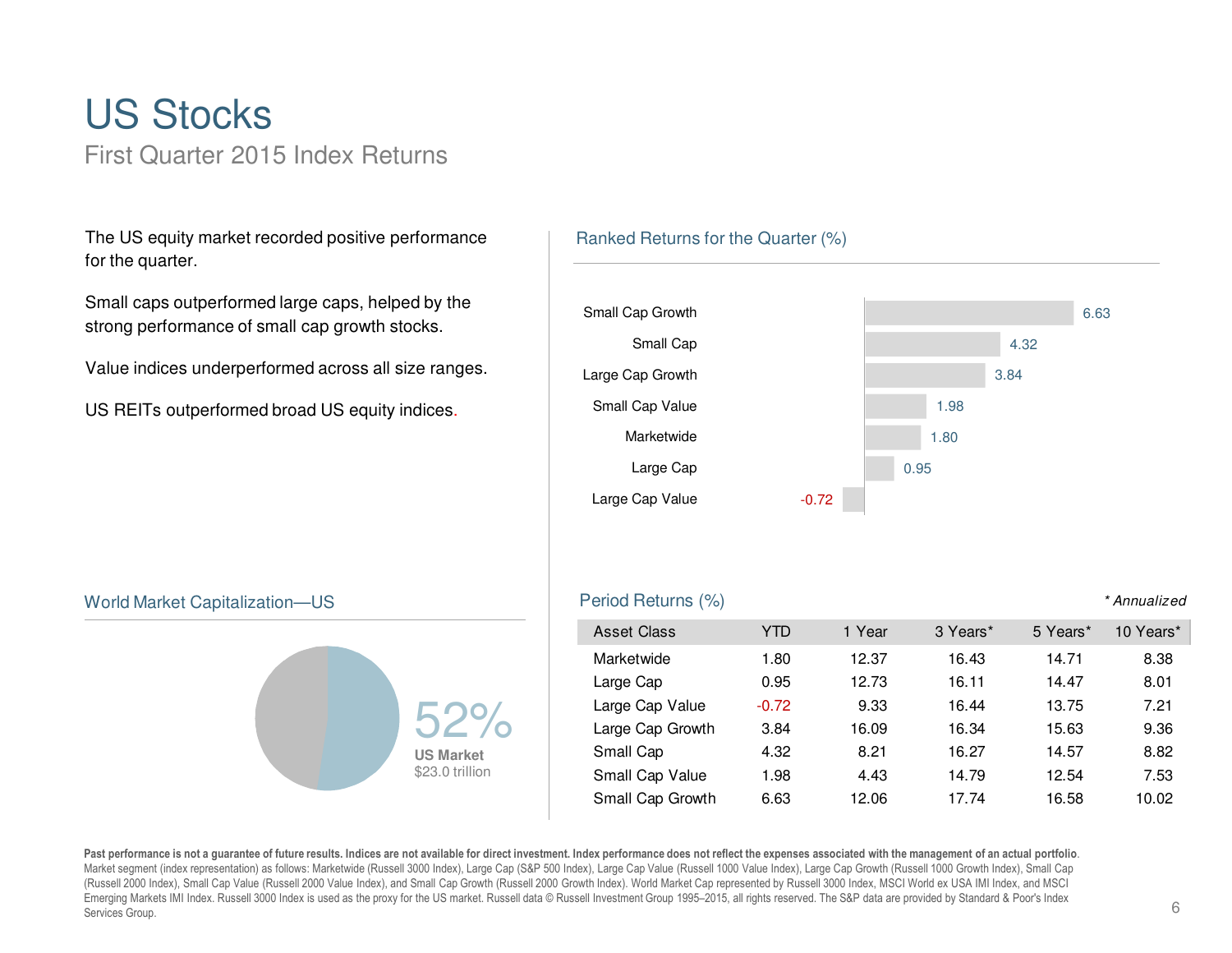# US Stocks

## First Quarter 2015 Index Returns

The US equity market recorded positive performance for the quarter.

Small caps outperformed large caps, helped by the strong performance of small cap growth stocks.

Value indices underperformed across all size ranges.

US REITs outperformed broad US equity indices.

### Ranked Returns for the Quarter (%)

| Asset Class | Return |
|---|---|
| Small Cap Growth | 6.63 |
| Small Cap | 4.32 |
| Large Cap Growth | 3.84 |
| Small Cap Value | 1.98 |
| Marketwide | 1.80 |
| Large Cap | 0.95 |
| Large Cap Value | -0.72 |

### World Market Capitalization—US

52%
**US Market**
$23.0 trillion

### Period Returns (%)

*\* Annualized*

| Asset Class | YTD | 1 Year | 3 Years* | 5 Years* | 10 Years* |
|---|---|---|---|---|---|
| Marketwide | 1.80 | 12.37 | 16.43 | 14.71 | 8.38 |
| Large Cap | 0.95 | 12.73 | 16.11 | 14.47 | 8.01 |
| Large Cap Value | -0.72 | 9.33 | 16.44 | 13.75 | 7.21 |
| Large Cap Growth | 3.84 | 16.09 | 16.34 | 15.63 | 9.36 |
| Small Cap | 4.32 | 8.21 | 16.27 | 14.57 | 8.82 |
| Small Cap Value | 1.98 | 4.43 | 14.79 | 12.54 | 7.53 |
| Small Cap Growth | 6.63 | 12.06 | 17.74 | 16.58 | 10.02 |

**Past performance is not a guarantee of future results. Indices are not available for direct investment. Index performance does not reflect the expenses associated with the management of an actual portfolio.** Market segment (index representation) as follows: Marketwide (Russell 3000 Index), Large Cap (S&P 500 Index), Large Cap Value (Russell 1000 Value Index), Large Cap Growth (Russell 1000 Growth Index), Small Cap (Russell 2000 Index), Small Cap Value (Russell 2000 Value Index), and Small Cap Growth (Russell 2000 Growth Index). World Market Cap represented by Russell 3000 Index, MSCI World ex USA IMI Index, and MSCI Emerging Markets IMI Index. Russell 3000 Index is used as the proxy for the US market. Russell data © Russell Investment Group 1995–2015, all rights reserved. The S&P data are provided by Standard & Poor's Index Services Group.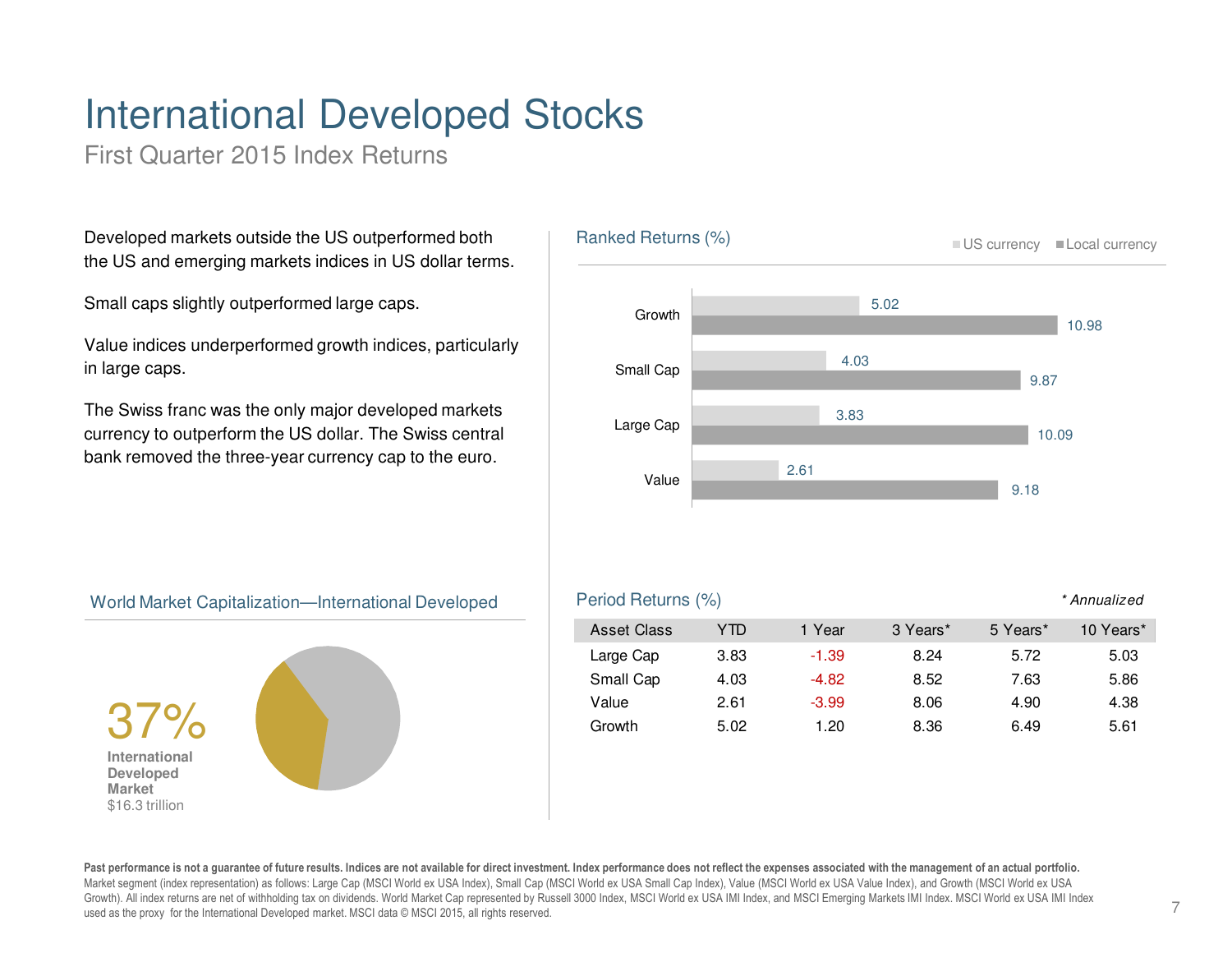# International Developed Stocks

First Quarter 2015 Index Returns

Developed markets outside the US outperformed both the US and emerging markets indices in US dollar terms.

Small caps slightly outperformed large caps.

Value indices underperformed growth indices, particularly in large caps.

The Swiss franc was the only major developed markets currency to outperform the US dollar. The Swiss central bank removed the three-year currency cap to the euro.

## Ranked Returns (%)

| | US currency | Local currency |
|---|---|---|
| Growth | 5.02 | 10.98 |
| Small Cap | 4.03 | 9.87 |
| Large Cap | 3.83 | 10.09 |
| Value | 2.61 | 9.18 |

## World Market Capitalization—International Developed

37%
International Developed Market
$16.3 trillion

## Period Returns (%)

*\* Annualized*

| Asset Class | YTD | 1 Year | 3 Years* | 5 Years* | 10 Years* |
|---|---|---|---|---|---|
| Large Cap | 3.83 | -1.39 | 8.24 | 5.72 | 5.03 |
| Small Cap | 4.03 | -4.82 | 8.52 | 7.63 | 5.86 |
| Value | 2.61 | -3.99 | 8.06 | 4.90 | 4.38 |
| Growth | 5.02 | 1.20 | 8.36 | 6.49 | 5.61 |

**Past performance is not a guarantee of future results. Indices are not available for direct investment. Index performance does not reflect the expenses associated with the management of an actual portfolio.**
Market segment (index representation) as follows: Large Cap (MSCI World ex USA Index), Small Cap (MSCI World ex USA Small Cap Index), Value (MSCI World ex USA Value Index), and Growth (MSCI World ex USA Growth). All index returns are net of withholding tax on dividends. World Market Cap represented by Russell 3000 Index, MSCI World ex USA IMI Index, and MSCI Emerging Markets IMI Index. MSCI World ex USA IMI Index used as the proxy for the International Developed market. MSCI data © MSCI 2015, all rights reserved.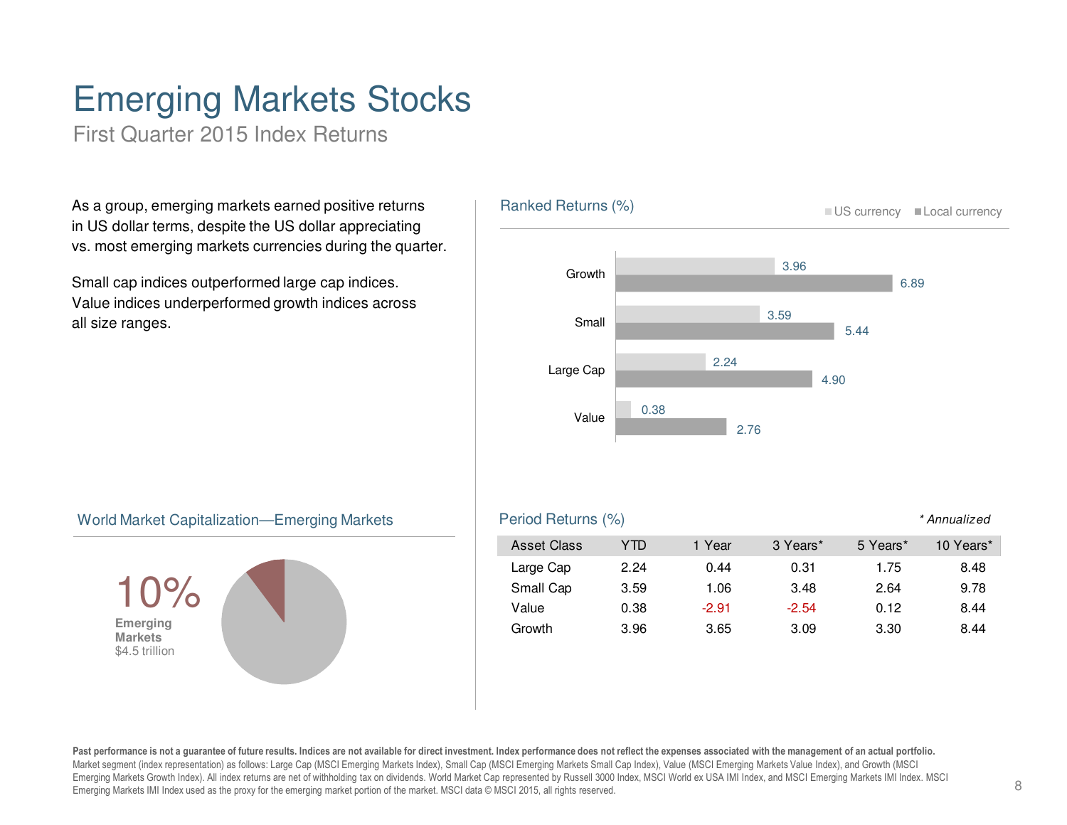# Emerging Markets Stocks

First Quarter 2015 Index Returns

As a group, emerging markets earned positive returns in US dollar terms, despite the US dollar appreciating vs. most emerging markets currencies during the quarter.

Small cap indices outperformed large cap indices. Value indices underperformed growth indices across all size ranges.

## Ranked Returns (%)

| | US currency | Local currency |
|---|---|---|
| Growth | 3.96 | 6.89 |
| Small | 3.59 | 5.44 |
| Large Cap | 2.24 | 4.90 |
| Value | 0.38 | 2.76 |

## World Market Capitalization—Emerging Markets

10%

**Emerging Markets**

$4.5 trillion

## Period Returns (%)

*\* Annualized*

| Asset Class | YTD | 1 Year | 3 Years* | 5 Years* | 10 Years* |
|---|---|---|---|---|---|
| Large Cap | 2.24 | 0.44 | 0.31 | 1.75 | 8.48 |
| Small Cap | 3.59 | 1.06 | 3.48 | 2.64 | 9.78 |
| Value | 0.38 | -2.91 | -2.54 | 0.12 | 8.44 |
| Growth | 3.96 | 3.65 | 3.09 | 3.30 | 8.44 |

**Past performance is not a guarantee of future results. Indices are not available for direct investment. Index performance does not reflect the expenses associated with the management of an actual portfolio.**
Market segment (index representation) as follows: Large Cap (MSCI Emerging Markets Index), Small Cap (MSCI Emerging Markets Small Cap Index), Value (MSCI Emerging Markets Value Index), and Growth (MSCI Emerging Markets Growth Index). All index returns are net of withholding tax on dividends. World Market Cap represented by Russell 3000 Index, MSCI World ex USA IMI Index, and MSCI Emerging Markets IMI Index. MSCI Emerging Markets IMI Index used as the proxy for the emerging market portion of the market. MSCI data © MSCI 2015, all rights reserved.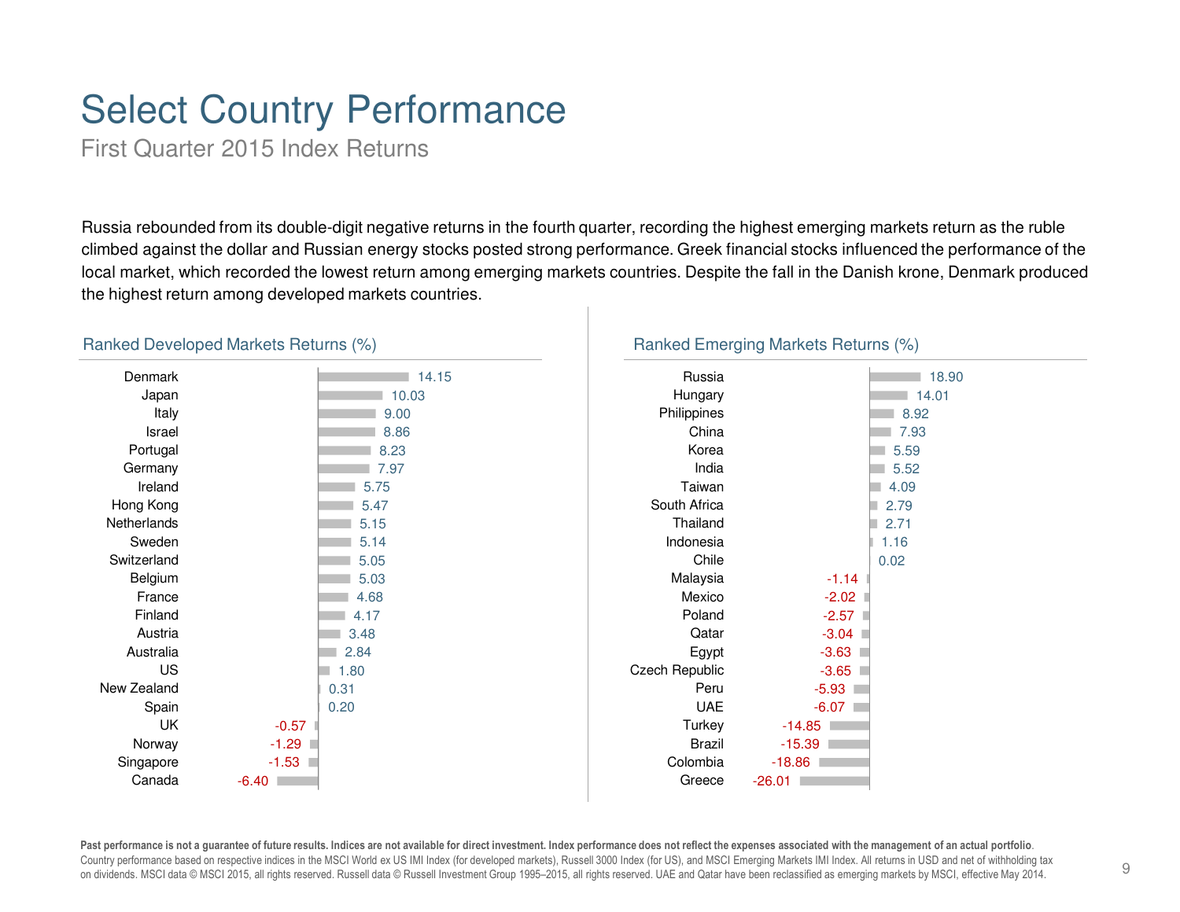# Select Country Performance

First Quarter 2015 Index Returns

Russia rebounded from its double-digit negative returns in the fourth quarter, recording the highest emerging markets return as the ruble climbed against the dollar and Russian energy stocks posted strong performance. Greek financial stocks influenced the performance of the local market, which recorded the lowest return among emerging markets countries. Despite the fall in the Danish krone, Denmark produced the highest return among developed markets countries.

## Ranked Developed Markets Returns (%)

| Country | Return (%) |
|---|---|
| Denmark | 14.15 |
| Japan | 10.03 |
| Italy | 9.00 |
| Israel | 8.86 |
| Portugal | 8.23 |
| Germany | 7.97 |
| Ireland | 5.75 |
| Hong Kong | 5.47 |
| Netherlands | 5.15 |
| Sweden | 5.14 |
| Switzerland | 5.05 |
| Belgium | 5.03 |
| France | 4.68 |
| Finland | 4.17 |
| Austria | 3.48 |
| Australia | 2.84 |
| US | 1.80 |
| New Zealand | 0.31 |
| Spain | 0.20 |
| UK | -0.57 |
| Norway | -1.29 |
| Singapore | -1.53 |
| Canada | -6.40 |

## Ranked Emerging Markets Returns (%)

| Country | Return (%) |
|---|---|
| Russia | 18.90 |
| Hungary | 14.01 |
| Philippines | 8.92 |
| China | 7.93 |
| Korea | 5.59 |
| India | 5.52 |
| Taiwan | 4.09 |
| South Africa | 2.79 |
| Thailand | 2.71 |
| Indonesia | 1.16 |
| Chile | 0.02 |
| Malaysia | -1.14 |
| Mexico | -2.02 |
| Poland | -2.57 |
| Qatar | -3.04 |
| Egypt | -3.63 |
| Czech Republic | -3.65 |
| Peru | -5.93 |
| UAE | -6.07 |
| Turkey | -14.85 |
| Brazil | -15.39 |
| Colombia | -18.86 |
| Greece | -26.01 |

**Past performance is not a guarantee of future results. Indices are not available for direct investment. Index performance does not reflect the expenses associated with the management of an actual portfolio**.
Country performance based on respective indices in the MSCI World ex US IMI Index (for developed markets), Russell 3000 Index (for US), and MSCI Emerging Markets IMI Index. All returns in USD and net of withholding tax on dividends. MSCI data © MSCI 2015, all rights reserved. Russell data © Russell Investment Group 1995–2015, all rights reserved. UAE and Qatar have been reclassified as emerging markets by MSCI, effective May 2014.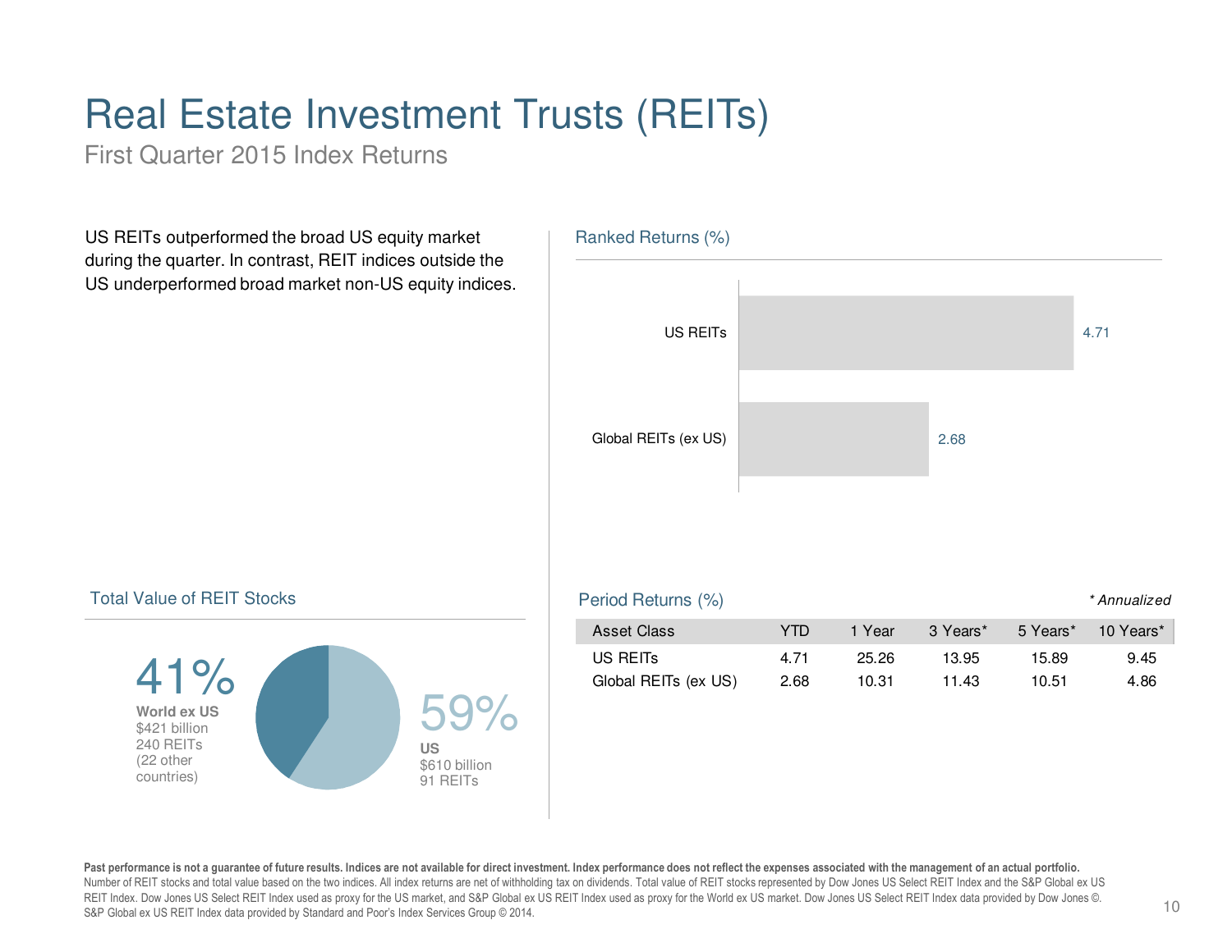# Real Estate Investment Trusts (REITs)

First Quarter 2015 Index Returns

US REITs outperformed the broad US equity market during the quarter. In contrast, REIT indices outside the US underperformed broad market non-US equity indices.

## Ranked Returns (%)

| | |
|---|---|
| US REITs | 4.71 |
| Global REITs (ex US) | 2.68 |

## Total Value of REIT Stocks

**41%** World ex US
$421 billion
240 REITs
(22 other countries)

**59%** US
$610 billion
91 REITs

## Period Returns (%)

*\* Annualized*

| Asset Class | YTD | 1 Year | 3 Years* | 5 Years* | 10 Years* |
|---|---|---|---|---|---|
| US REITs | 4.71 | 25.26 | 13.95 | 15.89 | 9.45 |
| Global REITs (ex US) | 2.68 | 10.31 | 11.43 | 10.51 | 4.86 |

**Past performance is not a guarantee of future results. Indices are not available for direct investment. Index performance does not reflect the expenses associated with the management of an actual portfolio.**
Number of REIT stocks and total value based on the two indices. All index returns are net of withholding tax on dividends. Total value of REIT stocks represented by Dow Jones US Select REIT Index and the S&P Global ex US REIT Index. Dow Jones US Select REIT Index used as proxy for the US market, and S&P Global ex US REIT Index used as proxy for the World ex US market. Dow Jones US Select REIT Index data provided by Dow Jones ©. S&P Global ex US REIT Index data provided by Standard and Poor's Index Services Group © 2014.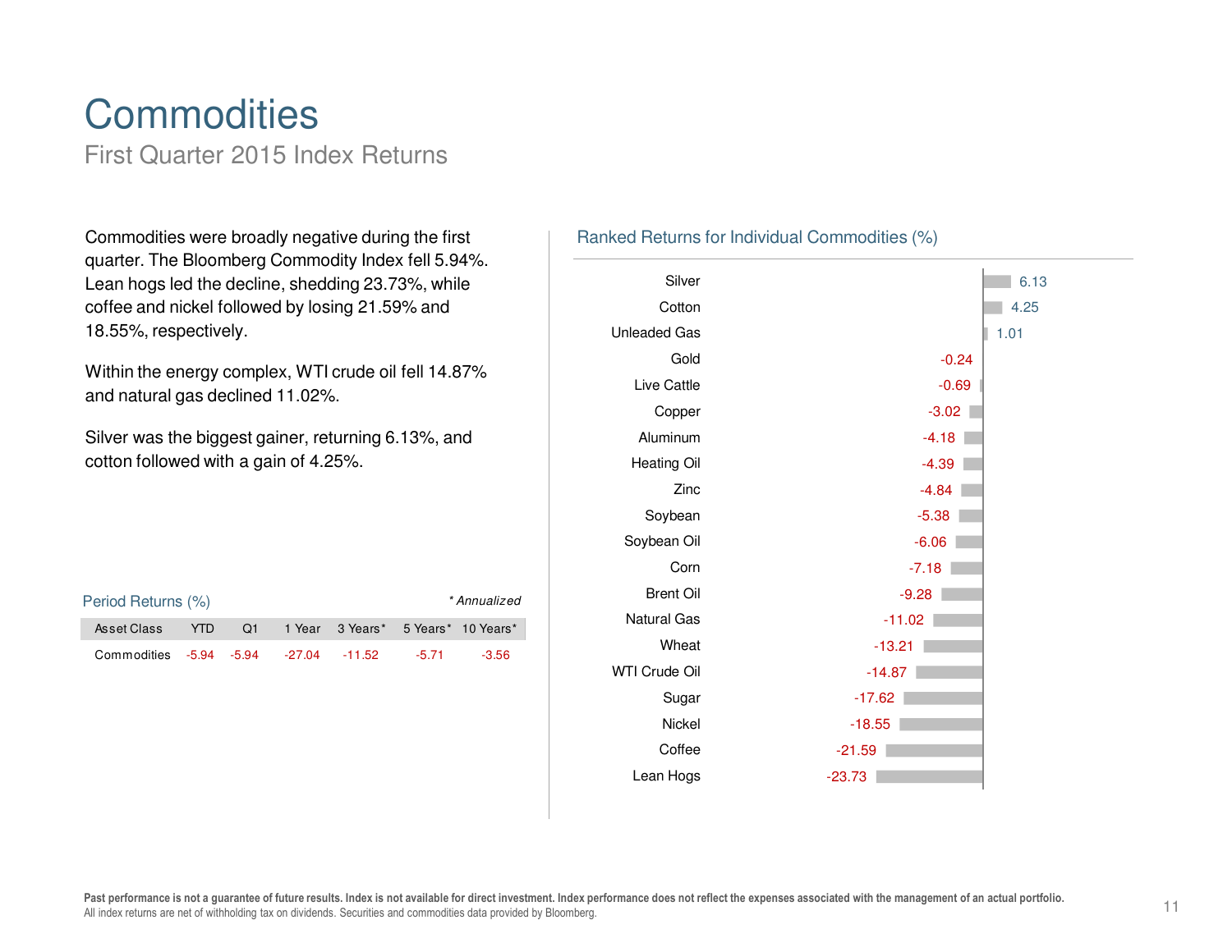# Commodities

First Quarter 2015 Index Returns

Commodities were broadly negative during the first quarter. The Bloomberg Commodity Index fell 5.94%. Lean hogs led the decline, shedding 23.73%, while coffee and nickel followed by losing 21.59% and 18.55%, respectively.

Within the energy complex, WTI crude oil fell 14.87% and natural gas declined 11.02%.

Silver was the biggest gainer, returning 6.13%, and cotton followed with a gain of 4.25%.

## Period Returns (%)

*\* Annualized*

| Asset Class | YTD | Q1 | 1 Year | 3 Years* | 5 Years* | 10 Years* |
|---|---|---|---|---|---|---|
| Commodities | -5.94 | -5.94 | -27.04 | -11.52 | -5.71 | -3.56 |

## Ranked Returns for Individual Commodities (%)

| Commodity | Return |
|---|---|
| Silver | 6.13 |
| Cotton | 4.25 |
| Unleaded Gas | 1.01 |
| Gold | -0.24 |
| Live Cattle | -0.69 |
| Copper | -3.02 |
| Aluminum | -4.18 |
| Heating Oil | -4.39 |
| Zinc | -4.84 |
| Soybean | -5.38 |
| Soybean Oil | -6.06 |
| Corn | -7.18 |
| Brent Oil | -9.28 |
| Natural Gas | -11.02 |
| Wheat | -13.21 |
| WTI Crude Oil | -14.87 |
| Sugar | -17.62 |
| Nickel | -18.55 |
| Coffee | -21.59 |
| Lean Hogs | -23.73 |

**Past performance is not a guarantee of future results. Index is not available for direct investment. Index performance does not reflect the expenses associated with the management of an actual portfolio.**
All index returns are net of withholding tax on dividends. Securities and commodities data provided by Bloomberg.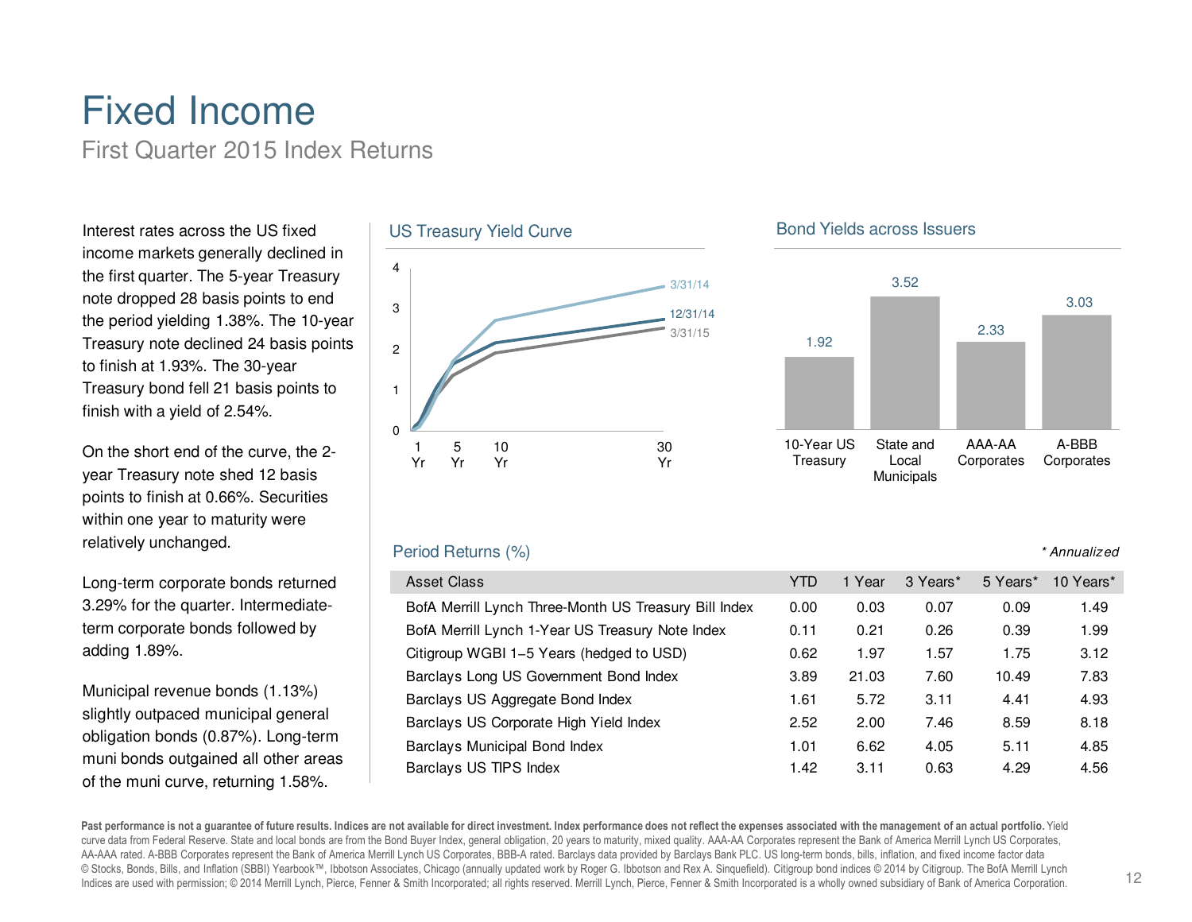# Fixed Income

## First Quarter 2015 Index Returns

Interest rates across the US fixed income markets generally declined in the first quarter. The 5-year Treasury note dropped 28 basis points to end the period yielding 1.38%. The 10-year Treasury note declined 24 basis points to finish at 1.93%. The 30-year Treasury bond fell 21 basis points to finish with a yield of 2.54%.

On the short end of the curve, the 2-year Treasury note shed 12 basis points to finish at 0.66%. Securities within one year to maturity were relatively unchanged.

Long-term corporate bonds returned 3.29% for the quarter. Intermediate-term corporate bonds followed by adding 1.89%.

Municipal revenue bonds (1.13%) slightly outpaced municipal general obligation bonds (0.87%). Long-term muni bonds outgained all other areas of the muni curve, returning 1.58%.

### US Treasury Yield Curve

Series: 3/31/14, 12/31/14, 3/31/15. Y-axis: 0–4. X-axis: 1 Yr, 5 Yr, 10 Yr, 30 Yr.

### Bond Yields across Issuers

| 10-Year US Treasury | State and Local Municipals | AAA-AA Corporates | A-BBB Corporates |
|---|---|---|---|
| 1.92 | 3.52 | 2.33 | 3.03 |

### Period Returns (%)

*\* Annualized*

| Asset Class | YTD | 1 Year | 3 Years* | 5 Years* | 10 Years* |
|---|---|---|---|---|---|
| BofA Merrill Lynch Three-Month US Treasury Bill Index | 0.00 | 0.03 | 0.07 | 0.09 | 1.49 |
| BofA Merrill Lynch 1-Year US Treasury Note Index | 0.11 | 0.21 | 0.26 | 0.39 | 1.99 |
| Citigroup WGBI 1–5 Years (hedged to USD) | 0.62 | 1.97 | 1.57 | 1.75 | 3.12 |
| Barclays Long US Government Bond Index | 3.89 | 21.03 | 7.60 | 10.49 | 7.83 |
| Barclays US Aggregate Bond Index | 1.61 | 5.72 | 3.11 | 4.41 | 4.93 |
| Barclays US Corporate High Yield Index | 2.52 | 2.00 | 7.46 | 8.59 | 8.18 |
| Barclays Municipal Bond Index | 1.01 | 6.62 | 4.05 | 5.11 | 4.85 |
| Barclays US TIPS Index | 1.42 | 3.11 | 0.63 | 4.29 | 4.56 |

**Past performance is not a guarantee of future results. Indices are not available for direct investment. Index performance does not reflect the expenses associated with the management of an actual portfolio.** Yield curve data from Federal Reserve. State and local bonds are from the Bond Buyer Index, general obligation, 20 years to maturity, mixed quality. AAA-AA Corporates represent the Bank of America Merrill Lynch US Corporates, AA-AAA rated. A-BBB Corporates represent the Bank of America Merrill Lynch US Corporates, BBB-A rated. Barclays data provided by Barclays Bank PLC. US long-term bonds, bills, inflation, and fixed income factor data © Stocks, Bonds, Bills, and Inflation (SBBI) Yearbook™, Ibbotson Associates, Chicago (annually updated work by Roger G. Ibbotson and Rex A. Sinquefield). Citigroup bond indices © 2014 by Citigroup. The BofA Merrill Lynch Indices are used with permission; © 2014 Merrill Lynch, Pierce, Fenner & Smith Incorporated; all rights reserved. Merrill Lynch, Pierce, Fenner & Smith Incorporated is a wholly owned subsidiary of Bank of America Corporation.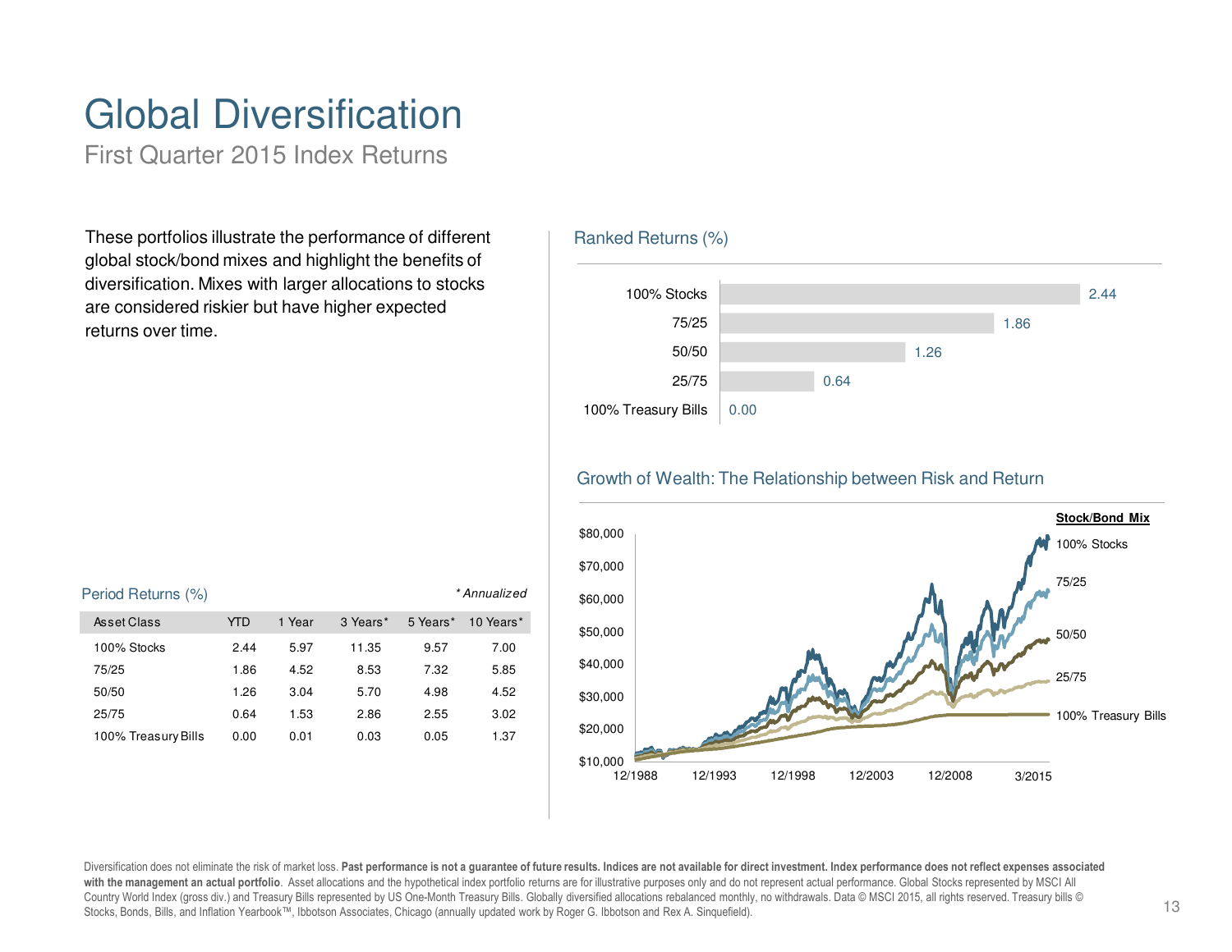# Global Diversification

First Quarter 2015 Index Returns

These portfolios illustrate the performance of different global stock/bond mixes and highlight the benefits of diversification. Mixes with larger allocations to stocks are considered riskier but have higher expected returns over time.

## Ranked Returns (%)

| Mix | Return |
|---|---|
| 100% Stocks | 2.44 |
| 75/25 | 1.86 |
| 50/50 | 1.26 |
| 25/75 | 0.64 |
| 100% Treasury Bills | 0.00 |

## Period Returns (%)

*\* Annualized*

| Asset Class | YTD | 1 Year | 3 Years* | 5 Years* | 10 Years* |
|---|---|---|---|---|---|
| 100% Stocks | 2.44 | 5.97 | 11.35 | 9.57 | 7.00 |
| 75/25 | 1.86 | 4.52 | 8.53 | 7.32 | 5.85 |
| 50/50 | 1.26 | 3.04 | 5.70 | 4.98 | 4.52 |
| 25/75 | 0.64 | 1.53 | 2.86 | 2.55 | 3.02 |
| 100% Treasury Bills | 0.00 | 0.01 | 0.03 | 0.05 | 1.37 |

## Growth of Wealth: The Relationship between Risk and Return

Stock/Bond Mix: 100% Stocks, 75/25, 50/50, 25/75, 100% Treasury Bills

Diversification does not eliminate the risk of market loss. **Past performance is not a guarantee of future results. Indices are not available for direct investment. Index performance does not reflect expenses associated with the management an actual portfolio**. Asset allocations and the hypothetical index portfolio returns are for illustrative purposes only and do not represent actual performance. Global Stocks represented by MSCI All Country World Index (gross div.) and Treasury Bills represented by US One-Month Treasury Bills. Globally diversified allocations rebalanced monthly, no withdrawals. Data © MSCI 2015, all rights reserved. Treasury bills © Stocks, Bonds, Bills, and Inflation Yearbook™, Ibbotson Associates, Chicago (annually updated work by Roger G. Ibbotson and Rex A. Sinquefield).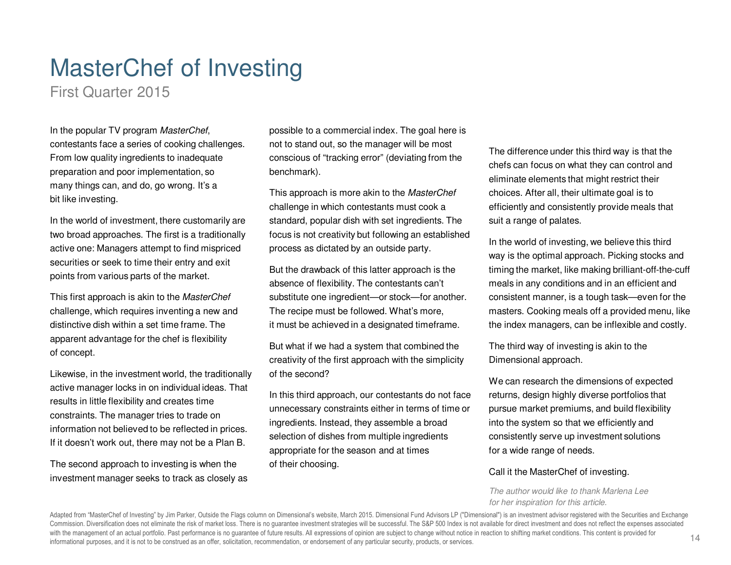# MasterChef of Investing

First Quarter 2015

In the popular TV program *MasterChef*, contestants face a series of cooking challenges. From low quality ingredients to inadequate preparation and poor implementation, so many things can, and do, go wrong. It's a bit like investing.

In the world of investment, there customarily are two broad approaches. The first is a traditionally active one: Managers attempt to find mispriced securities or seek to time their entry and exit points from various parts of the market.

This first approach is akin to the *MasterChef* challenge, which requires inventing a new and distinctive dish within a set time frame. The apparent advantage for the chef is flexibility of concept.

Likewise, in the investment world, the traditionally active manager locks in on individual ideas. That results in little flexibility and creates time constraints. The manager tries to trade on information not believed to be reflected in prices. If it doesn't work out, there may not be a Plan B.

The second approach to investing is when the investment manager seeks to track as closely as possible to a commercial index. The goal here is not to stand out, so the manager will be most conscious of "tracking error" (deviating from the benchmark).

This approach is more akin to the *MasterChef* challenge in which contestants must cook a standard, popular dish with set ingredients. The focus is not creativity but following an established process as dictated by an outside party.

But the drawback of this latter approach is the absence of flexibility. The contestants can't substitute one ingredient—or stock—for another. The recipe must be followed. What's more, it must be achieved in a designated timeframe.

But what if we had a system that combined the creativity of the first approach with the simplicity of the second?

In this third approach, our contestants do not face unnecessary constraints either in terms of time or ingredients. Instead, they assemble a broad selection of dishes from multiple ingredients appropriate for the season and at times of their choosing.

The difference under this third way is that the chefs can focus on what they can control and eliminate elements that might restrict their choices. After all, their ultimate goal is to efficiently and consistently provide meals that suit a range of palates.

In the world of investing, we believe this third way is the optimal approach. Picking stocks and timing the market, like making brilliant-off-the-cuff meals in any conditions and in an efficient and consistent manner, is a tough task—even for the masters. Cooking meals off a provided menu, like the index managers, can be inflexible and costly.

The third way of investing is akin to the Dimensional approach.

We can research the dimensions of expected returns, design highly diverse portfolios that pursue market premiums, and build flexibility into the system so that we efficiently and consistently serve up investment solutions for a wide range of needs.

Call it the MasterChef of investing.

*The author would like to thank Marlena Lee for her inspiration for this article.*

Adapted from "MasterChef of Investing" by Jim Parker, Outside the Flags column on Dimensional's website, March 2015. Dimensional Fund Advisors LP ("Dimensional") is an investment advisor registered with the Securities and Exchange Commission. Diversification does not eliminate the risk of market loss. There is no guarantee investment strategies will be successful. The S&P 500 Index is not available for direct investment and does not reflect the expenses associated with the management of an actual portfolio. Past performance is no guarantee of future results. All expressions of opinion are subject to change without notice in reaction to shifting market conditions. This content is provided for informational purposes, and it is not to be construed as an offer, solicitation, recommendation, or endorsement of any particular security, products, or services.